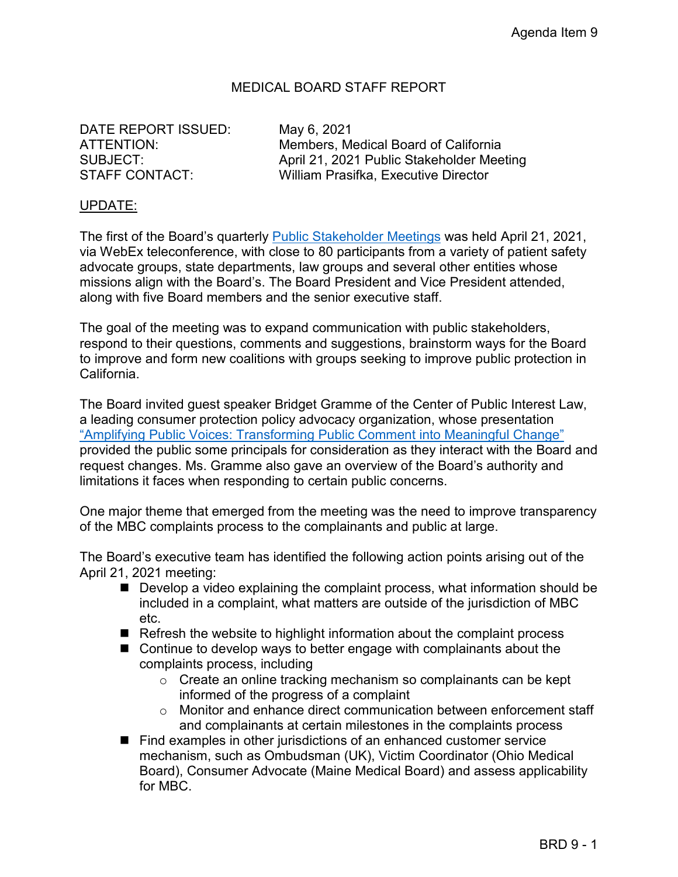Agenda Item 9

# MEDICAL BOARD STAFF REPORT

DATE REPORT ISSUED: May 6, 2021
ATTENTION: Members, Medical Board of California
SUBJECT: April 21, 2021 Public Stakeholder Meeting
STAFF CONTACT: William Prasifka, Executive Director

## UPDATE:

The first of the Board's quarterly Public Stakeholder Meetings was held April 21, 2021, via WebEx teleconference, with close to 80 participants from a variety of patient safety advocate groups, state departments, law groups and several other entities whose missions align with the Board's. The Board President and Vice President attended, along with five Board members and the senior executive staff.

The goal of the meeting was to expand communication with public stakeholders, respond to their questions, comments and suggestions, brainstorm ways for the Board to improve and form new coalitions with groups seeking to improve public protection in California.

The Board invited guest speaker Bridget Gramme of the Center of Public Interest Law, a leading consumer protection policy advocacy organization, whose presentation "Amplifying Public Voices: Transforming Public Comment into Meaningful Change" provided the public some principals for consideration as they interact with the Board and request changes. Ms. Gramme also gave an overview of the Board's authority and limitations it faces when responding to certain public concerns.

One major theme that emerged from the meeting was the need to improve transparency of the MBC complaints process to the complainants and public at large.

The Board's executive team has identified the following action points arising out of the April 21, 2021 meeting:

- Develop a video explaining the complaint process, what information should be included in a complaint, what matters are outside of the jurisdiction of MBC etc.
- Refresh the website to highlight information about the complaint process
- Continue to develop ways to better engage with complainants about the complaints process, including
  - Create an online tracking mechanism so complainants can be kept informed of the progress of a complaint
  - Monitor and enhance direct communication between enforcement staff and complainants at certain milestones in the complaints process
- Find examples in other jurisdictions of an enhanced customer service mechanism, such as Ombudsman (UK), Victim Coordinator (Ohio Medical Board), Consumer Advocate (Maine Medical Board) and assess applicability for MBC.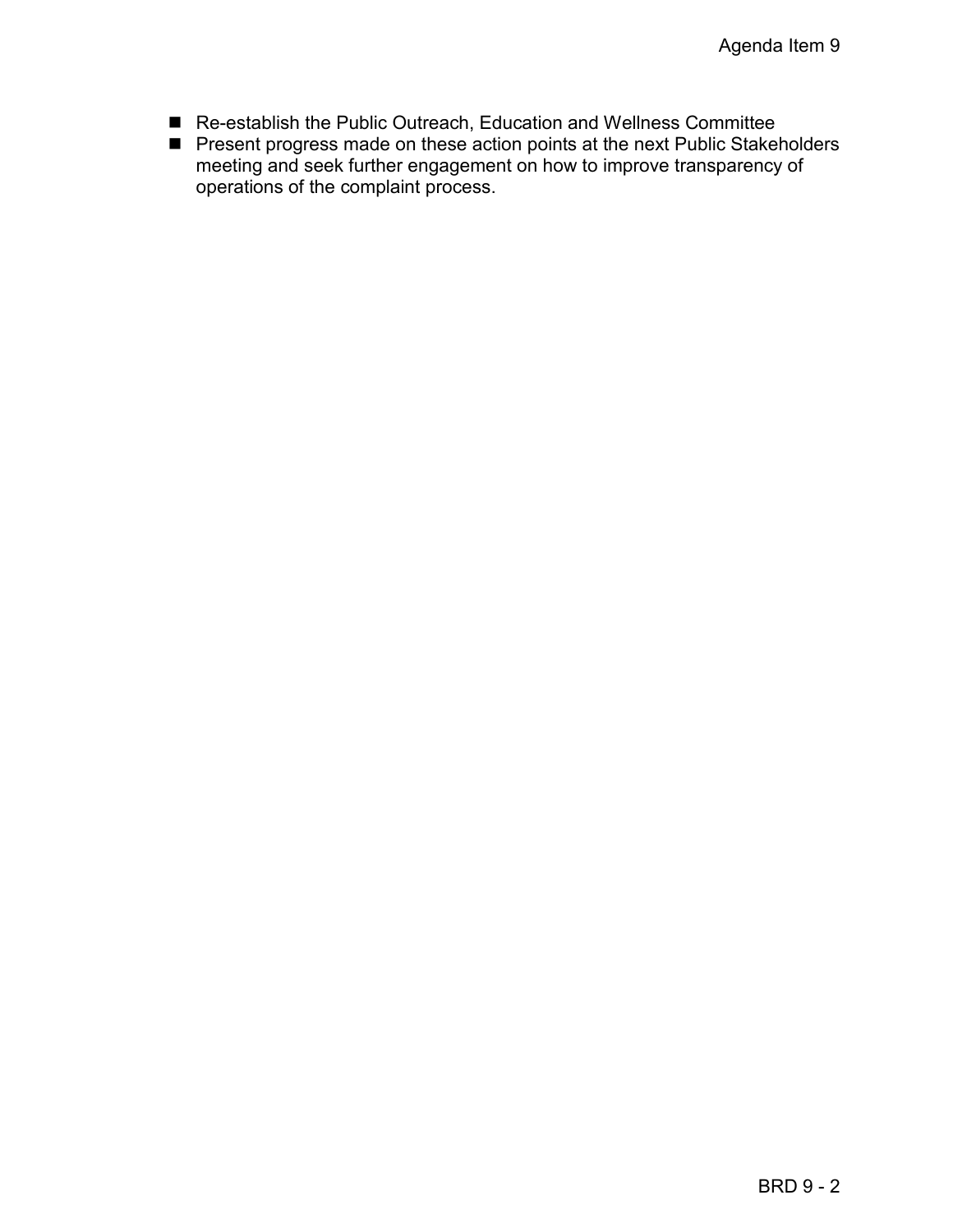- Re-establish the Public Outreach, Education and Wellness Committee
- Present progress made on these action points at the next Public Stakeholders meeting and seek further engagement on how to improve transparency of operations of the complaint process.